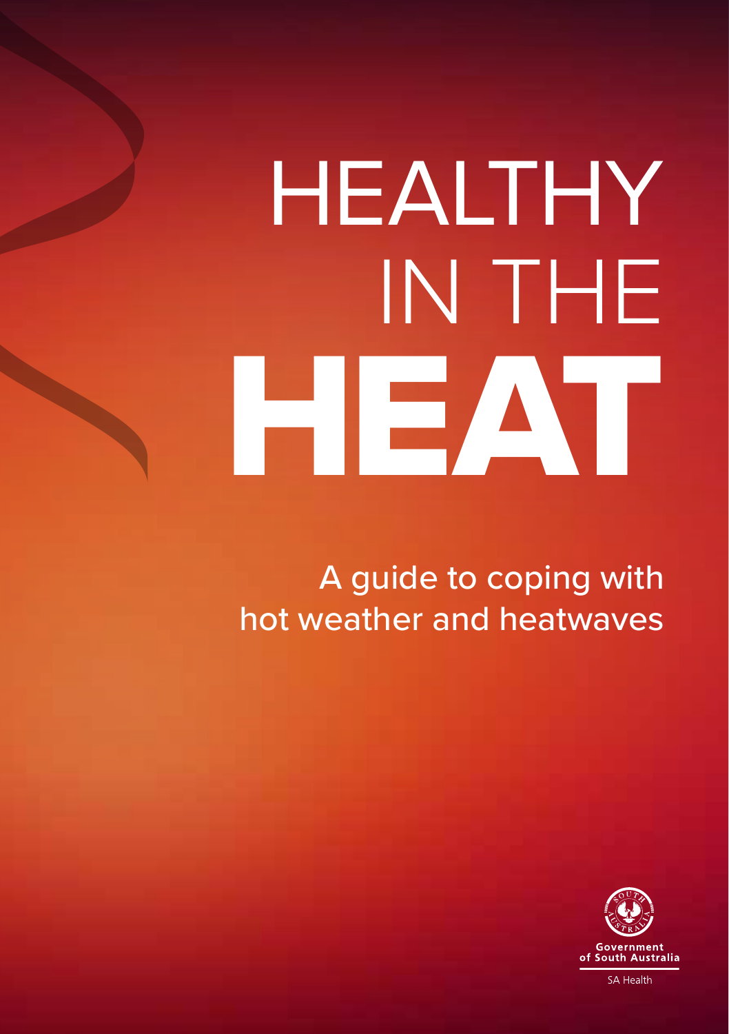# HEALTHY IN THE HEAT

## A guide to coping with hot weather and heatwaves

Government of South Australia

SA Health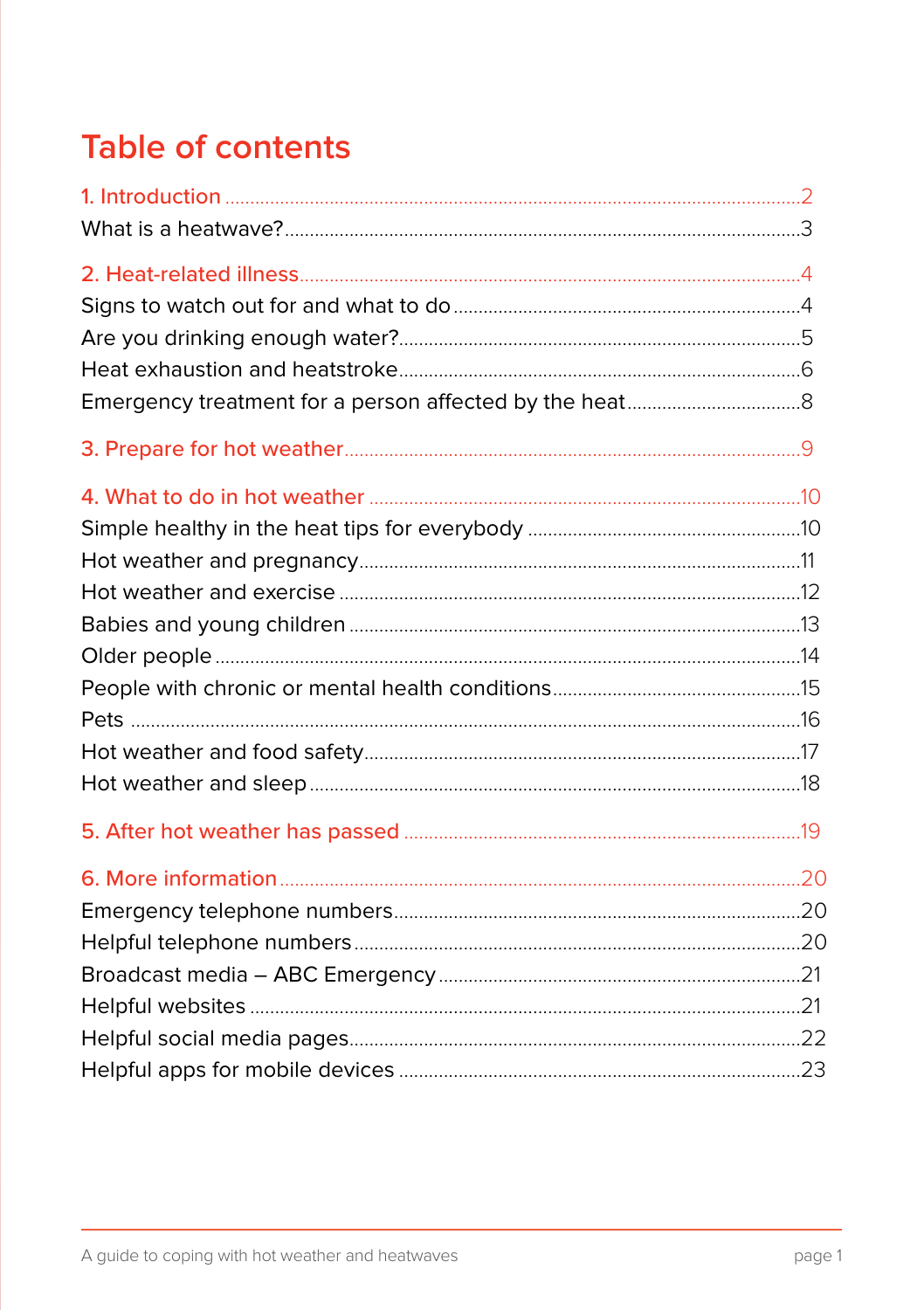# Table of contents

1. Introduction ..... 2
   - What is a heatwave? ..... 3
2. Heat-related illness ..... 4
   - Signs to watch out for and what to do ..... 4
   - Are you drinking enough water? ..... 5
   - Heat exhaustion and heatstroke ..... 6
   - Emergency treatment for a person affected by the heat ..... 8
3. Prepare for hot weather ..... 9
4. What to do in hot weather ..... 10
   - Simple healthy in the heat tips for everybody ..... 10
   - Hot weather and pregnancy ..... 11
   - Hot weather and exercise ..... 12
   - Babies and young children ..... 13
   - Older people ..... 14
   - People with chronic or mental health conditions ..... 15
   - Pets ..... 16
   - Hot weather and food safety ..... 17
   - Hot weather and sleep ..... 18
5. After hot weather has passed ..... 19
6. More information ..... 20
   - Emergency telephone numbers ..... 20
   - Helpful telephone numbers ..... 20
   - Broadcast media – ABC Emergency ..... 21
   - Helpful websites ..... 21
   - Helpful social media pages ..... 22
   - Helpful apps for mobile devices ..... 23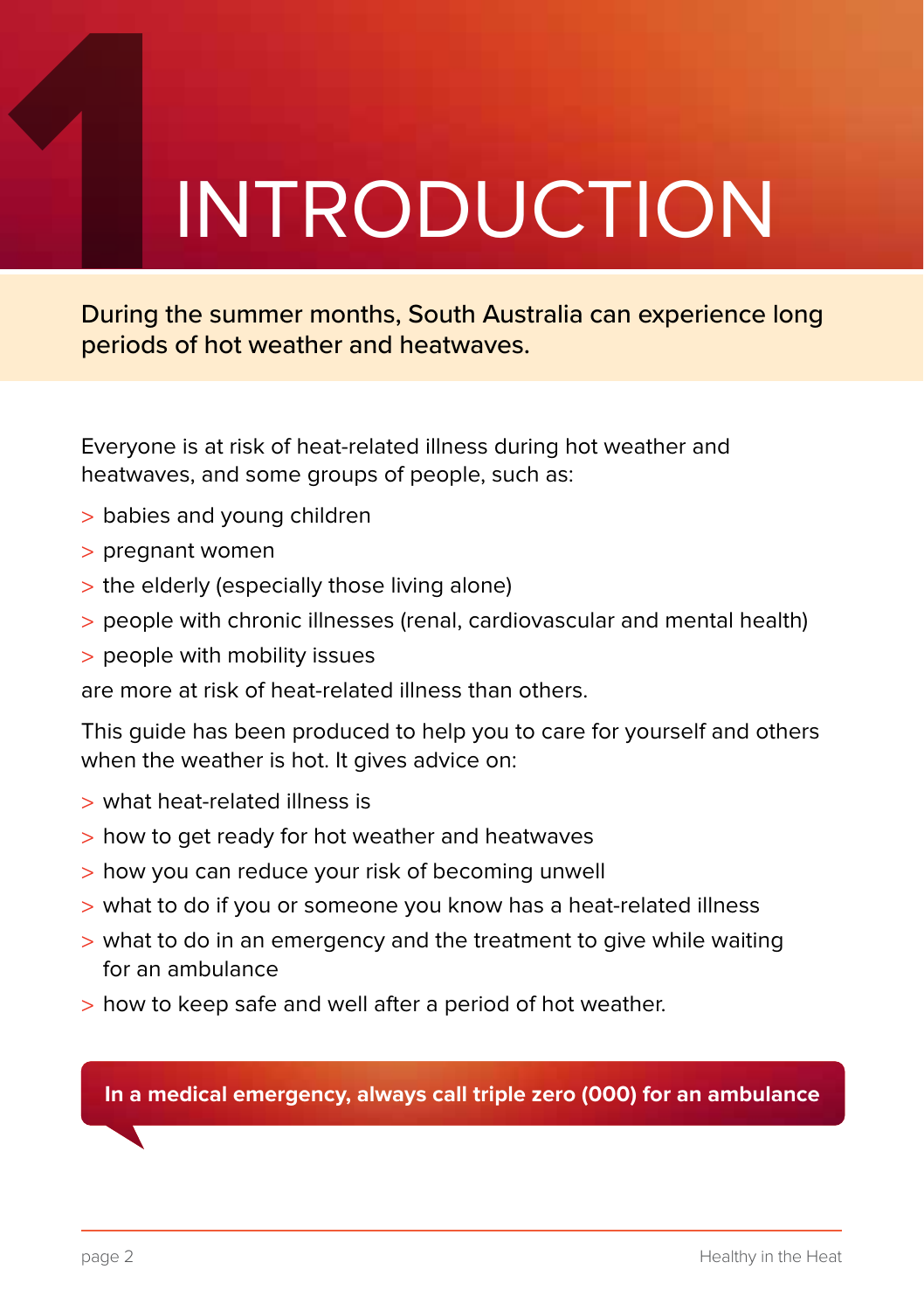# 1 INTRODUCTION

During the summer months, South Australia can experience long periods of hot weather and heatwaves.

Everyone is at risk of heat-related illness during hot weather and heatwaves, and some groups of people, such as:

> babies and young children
> pregnant women
> the elderly (especially those living alone)
> people with chronic illnesses (renal, cardiovascular and mental health)
> people with mobility issues

are more at risk of heat-related illness than others.

This guide has been produced to help you to care for yourself and others when the weather is hot. It gives advice on:

> what heat-related illness is
> how to get ready for hot weather and heatwaves
> how you can reduce your risk of becoming unwell
> what to do if you or someone you know has a heat-related illness
> what to do in an emergency and the treatment to give while waiting for an ambulance
> how to keep safe and well after a period of hot weather.

**In a medical emergency, always call triple zero (000) for an ambulance**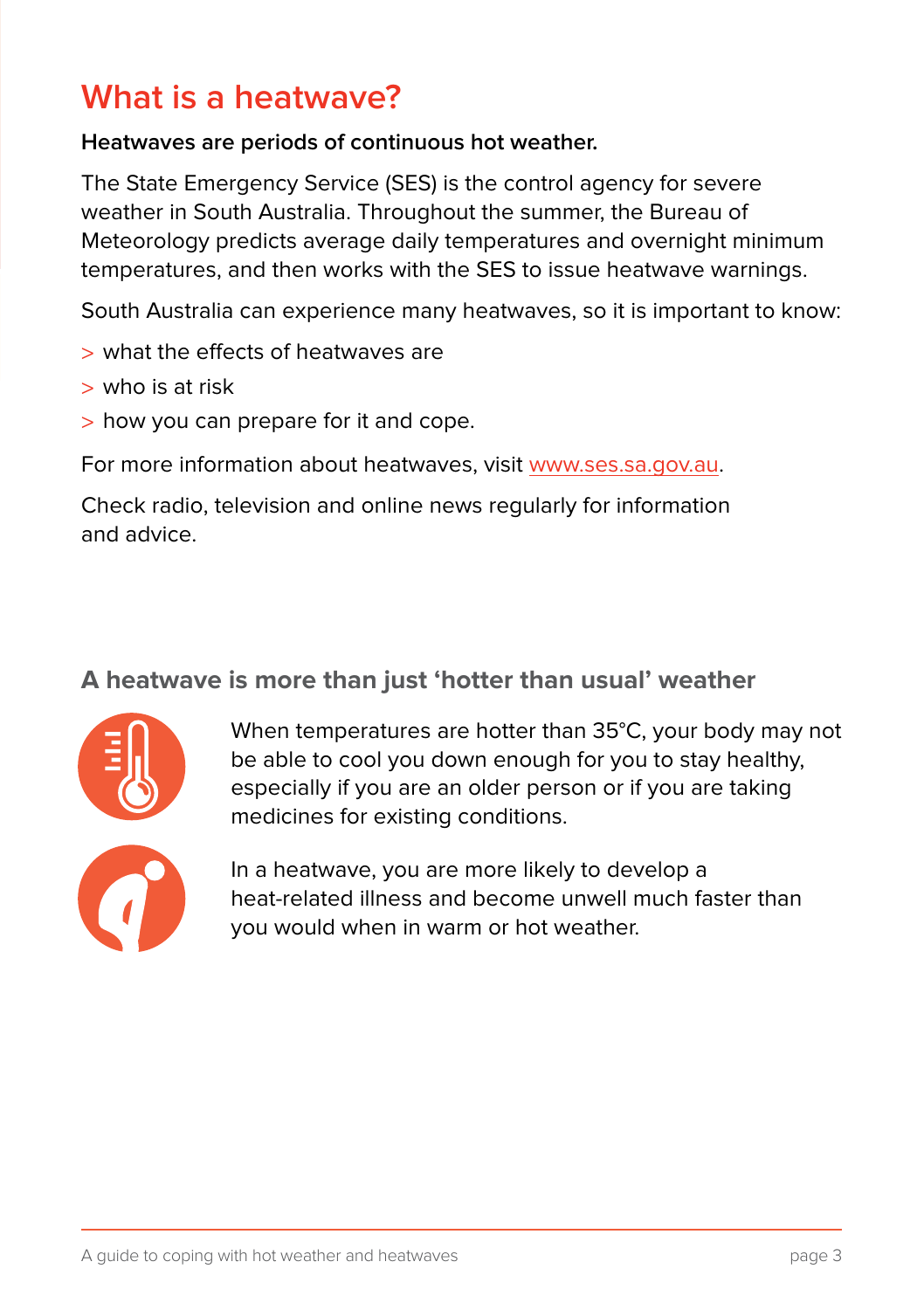# What is a heatwave?

**Heatwaves are periods of continuous hot weather.**

The State Emergency Service (SES) is the control agency for severe weather in South Australia. Throughout the summer, the Bureau of Meteorology predicts average daily temperatures and overnight minimum temperatures, and then works with the SES to issue heatwave warnings.

South Australia can experience many heatwaves, so it is important to know:

- what the effects of heatwaves are
- who is at risk
- how you can prepare for it and cope.

For more information about heatwaves, visit www.ses.sa.gov.au.

Check radio, television and online news regularly for information and advice.

## A heatwave is more than just 'hotter than usual' weather

When temperatures are hotter than 35°C, your body may not be able to cool you down enough for you to stay healthy, especially if you are an older person or if you are taking medicines for existing conditions.

In a heatwave, you are more likely to develop a heat-related illness and become unwell much faster than you would when in warm or hot weather.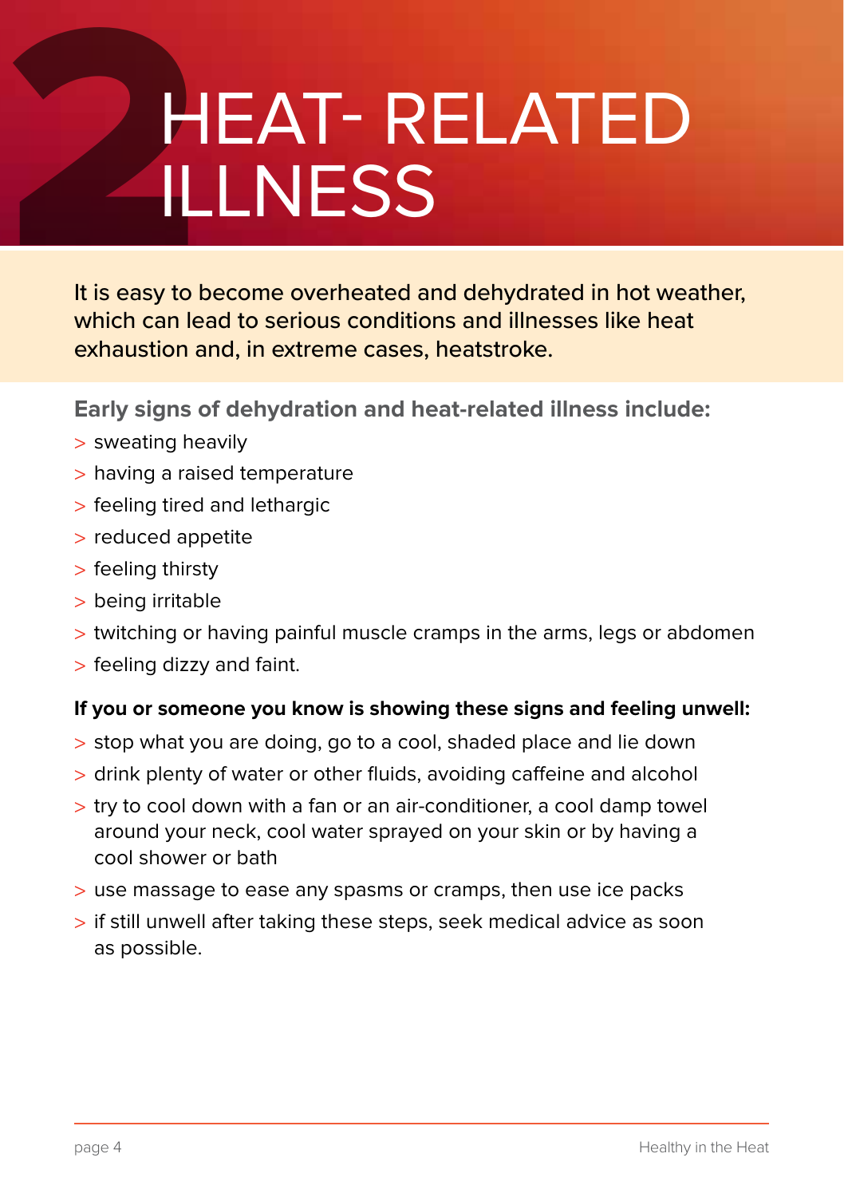# 2 HEAT- RELATED ILLNESS

It is easy to become overheated and dehydrated in hot weather, which can lead to serious conditions and illnesses like heat exhaustion and, in extreme cases, heatstroke.

### Early signs of dehydration and heat-related illness include:

- sweating heavily
- having a raised temperature
- feeling tired and lethargic
- reduced appetite
- feeling thirsty
- being irritable
- twitching or having painful muscle cramps in the arms, legs or abdomen
- feeling dizzy and faint.

**If you or someone you know is showing these signs and feeling unwell:**

- stop what you are doing, go to a cool, shaded place and lie down
- drink plenty of water or other fluids, avoiding caffeine and alcohol
- try to cool down with a fan or an air-conditioner, a cool damp towel around your neck, cool water sprayed on your skin or by having a cool shower or bath
- use massage to ease any spasms or cramps, then use ice packs
- if still unwell after taking these steps, seek medical advice as soon as possible.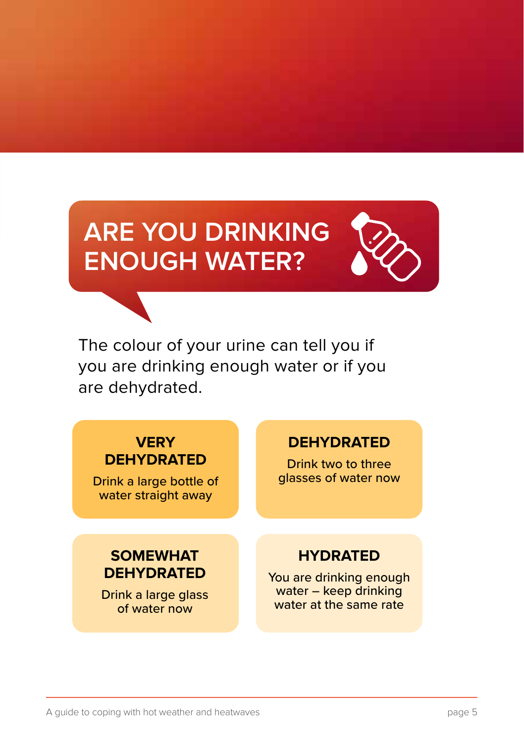# ARE YOU DRINKING ENOUGH WATER?

The colour of your urine can tell you if you are drinking enough water or if you are dehydrated.

**VERY DEHYDRATED**

Drink a large bottle of water straight away

**DEHYDRATED**

Drink two to three glasses of water now

**SOMEWHAT DEHYDRATED**

Drink a large glass of water now

**HYDRATED**

You are drinking enough water – keep drinking water at the same rate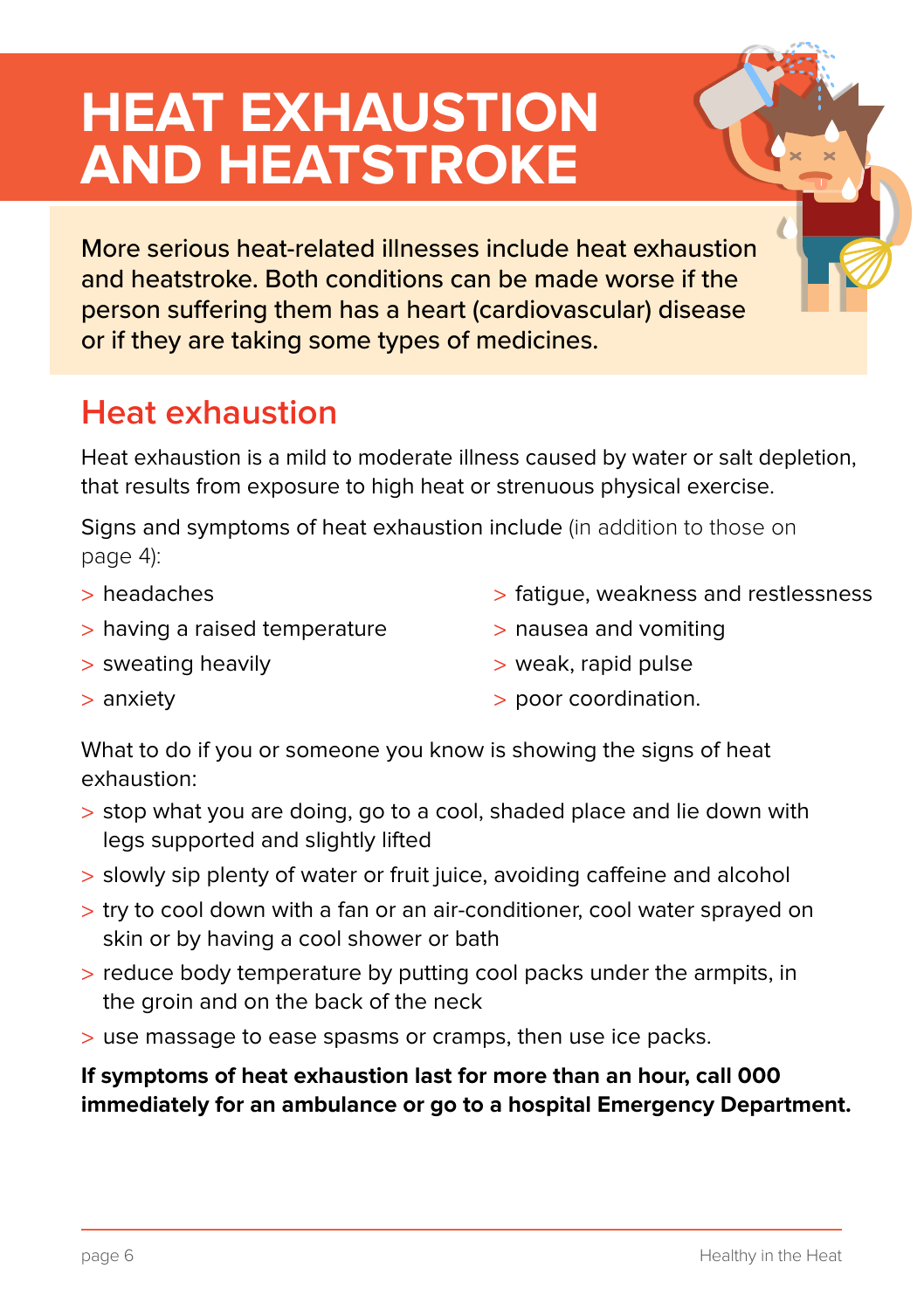# HEAT EXHAUSTION AND HEATSTROKE

More serious heat-related illnesses include heat exhaustion and heatstroke. Both conditions can be made worse if the person suffering them has a heart (cardiovascular) disease or if they are taking some types of medicines.

## Heat exhaustion

Heat exhaustion is a mild to moderate illness caused by water or salt depletion, that results from exposure to high heat or strenuous physical exercise.

Signs and symptoms of heat exhaustion include (in addition to those on page 4):

- headaches
- having a raised temperature
- sweating heavily
- anxiety
- fatigue, weakness and restlessness
- nausea and vomiting
- weak, rapid pulse
- poor coordination.

What to do if you or someone you know is showing the signs of heat exhaustion:

- stop what you are doing, go to a cool, shaded place and lie down with legs supported and slightly lifted
- slowly sip plenty of water or fruit juice, avoiding caffeine and alcohol
- try to cool down with a fan or an air-conditioner, cool water sprayed on skin or by having a cool shower or bath
- reduce body temperature by putting cool packs under the armpits, in the groin and on the back of the neck
- use massage to ease spasms or cramps, then use ice packs.

**If symptoms of heat exhaustion last for more than an hour, call 000 immediately for an ambulance or go to a hospital Emergency Department.**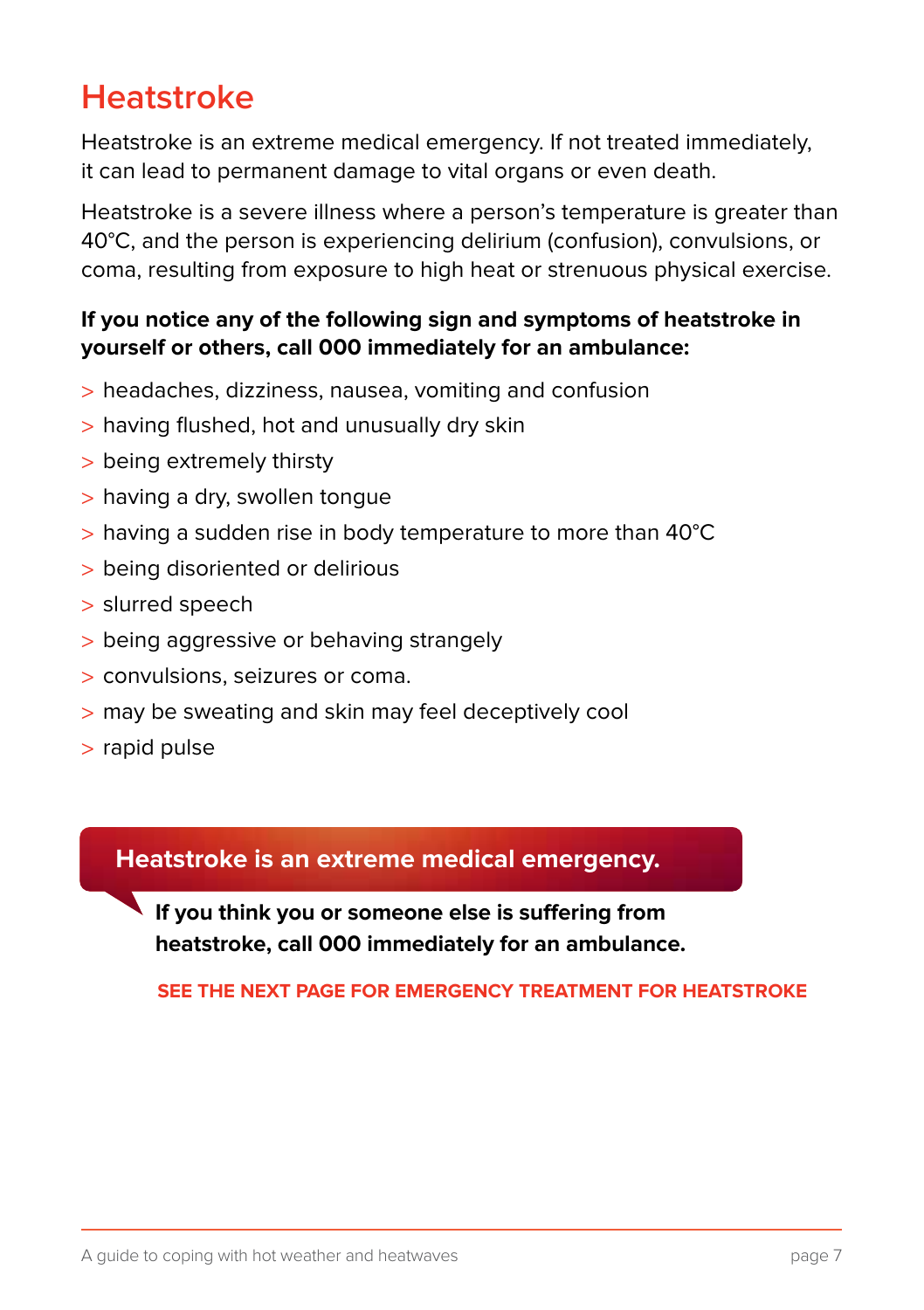# Heatstroke

Heatstroke is an extreme medical emergency. If not treated immediately, it can lead to permanent damage to vital organs or even death.

Heatstroke is a severe illness where a person's temperature is greater than 40°C, and the person is experiencing delirium (confusion), convulsions, or coma, resulting from exposure to high heat or strenuous physical exercise.

**If you notice any of the following sign and symptoms of heatstroke in yourself or others, call 000 immediately for an ambulance:**

- headaches, dizziness, nausea, vomiting and confusion
- having flushed, hot and unusually dry skin
- being extremely thirsty
- having a dry, swollen tongue
- having a sudden rise in body temperature to more than 40°C
- being disoriented or delirious
- slurred speech
- being aggressive or behaving strangely
- convulsions, seizures or coma.
- may be sweating and skin may feel deceptively cool
- rapid pulse

**Heatstroke is an extreme medical emergency.**

**If you think you or someone else is suffering from heatstroke, call 000 immediately for an ambulance.**

**SEE THE NEXT PAGE FOR EMERGENCY TREATMENT FOR HEATSTROKE**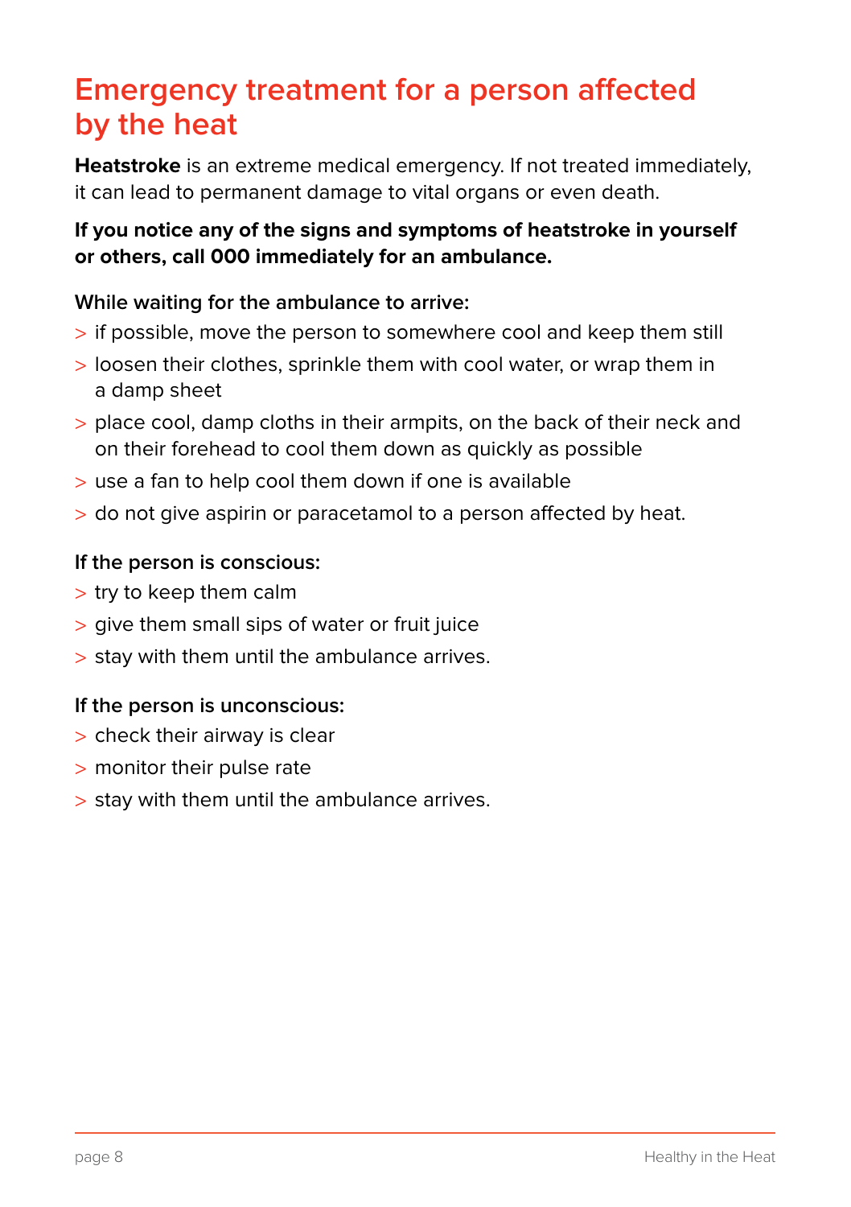# Emergency treatment for a person affected by the heat

**Heatstroke** is an extreme medical emergency. If not treated immediately, it can lead to permanent damage to vital organs or even death.

**If you notice any of the signs and symptoms of heatstroke in yourself or others, call 000 immediately for an ambulance.**

While waiting for the ambulance to arrive:

- if possible, move the person to somewhere cool and keep them still
- loosen their clothes, sprinkle them with cool water, or wrap them in a damp sheet
- place cool, damp cloths in their armpits, on the back of their neck and on their forehead to cool them down as quickly as possible
- use a fan to help cool them down if one is available
- do not give aspirin or paracetamol to a person affected by heat.

If the person is conscious:

- try to keep them calm
- give them small sips of water or fruit juice
- stay with them until the ambulance arrives.

If the person is unconscious:

- check their airway is clear
- monitor their pulse rate
- stay with them until the ambulance arrives.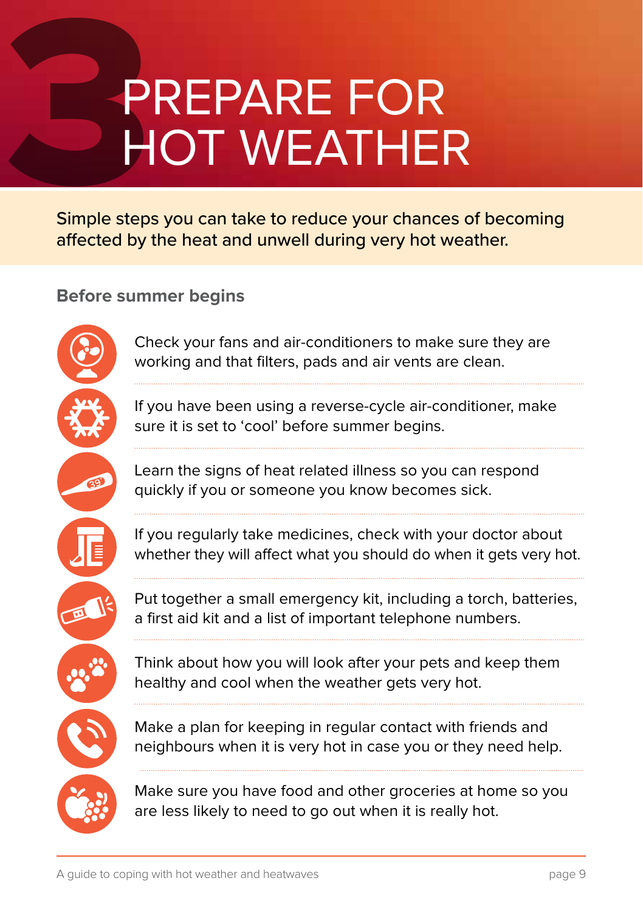# 3 PREPARE FOR HOT WEATHER

Simple steps you can take to reduce your chances of becoming affected by the heat and unwell during very hot weather.

## Before summer begins

- Check your fans and air-conditioners to make sure they are working and that filters, pads and air vents are clean.
- If you have been using a reverse-cycle air-conditioner, make sure it is set to 'cool' before summer begins.
- Learn the signs of heat related illness so you can respond quickly if you or someone you know becomes sick.
- If you regularly take medicines, check with your doctor about whether they will affect what you should do when it gets very hot.
- Put together a small emergency kit, including a torch, batteries, a first aid kit and a list of important telephone numbers.
- Think about how you will look after your pets and keep them healthy and cool when the weather gets very hot.
- Make a plan for keeping in regular contact with friends and neighbours when it is very hot in case you or they need help.
- Make sure you have food and other groceries at home so you are less likely to need to go out when it is really hot.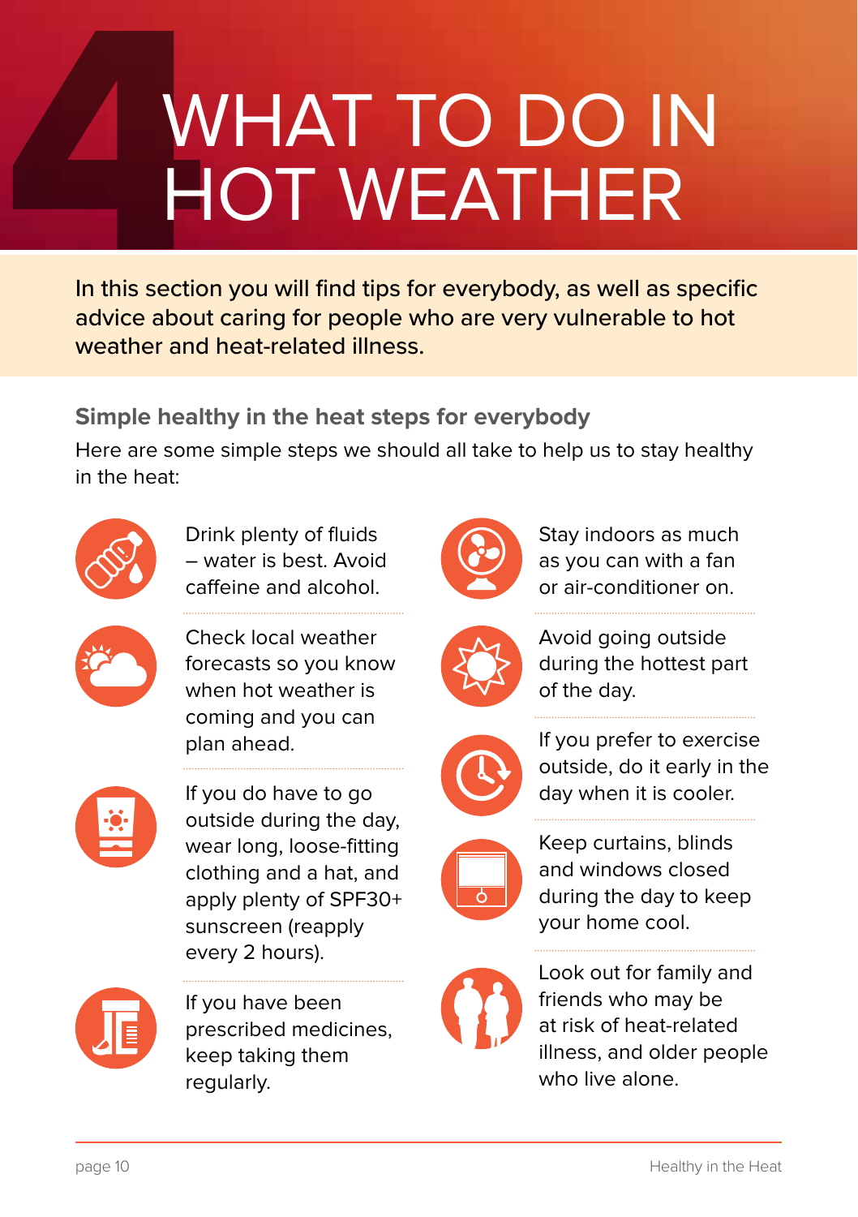# 4 WHAT TO DO IN HOT WEATHER

In this section you will find tips for everybody, as well as specific advice about caring for people who are very vulnerable to hot weather and heat-related illness.

### Simple healthy in the heat steps for everybody

Here are some simple steps we should all take to help us to stay healthy in the heat:

- Drink plenty of fluids – water is best. Avoid caffeine and alcohol.
- Check local weather forecasts so you know when hot weather is coming and you can plan ahead.
- If you do have to go outside during the day, wear long, loose-fitting clothing and a hat, and apply plenty of SPF30+ sunscreen (reapply every 2 hours).
- If you have been prescribed medicines, keep taking them regularly.
- Stay indoors as much as you can with a fan or air-conditioner on.
- Avoid going outside during the hottest part of the day.
- If you prefer to exercise outside, do it early in the day when it is cooler.
- Keep curtains, blinds and windows closed during the day to keep your home cool.
- Look out for family and friends who may be at risk of heat-related illness, and older people who live alone.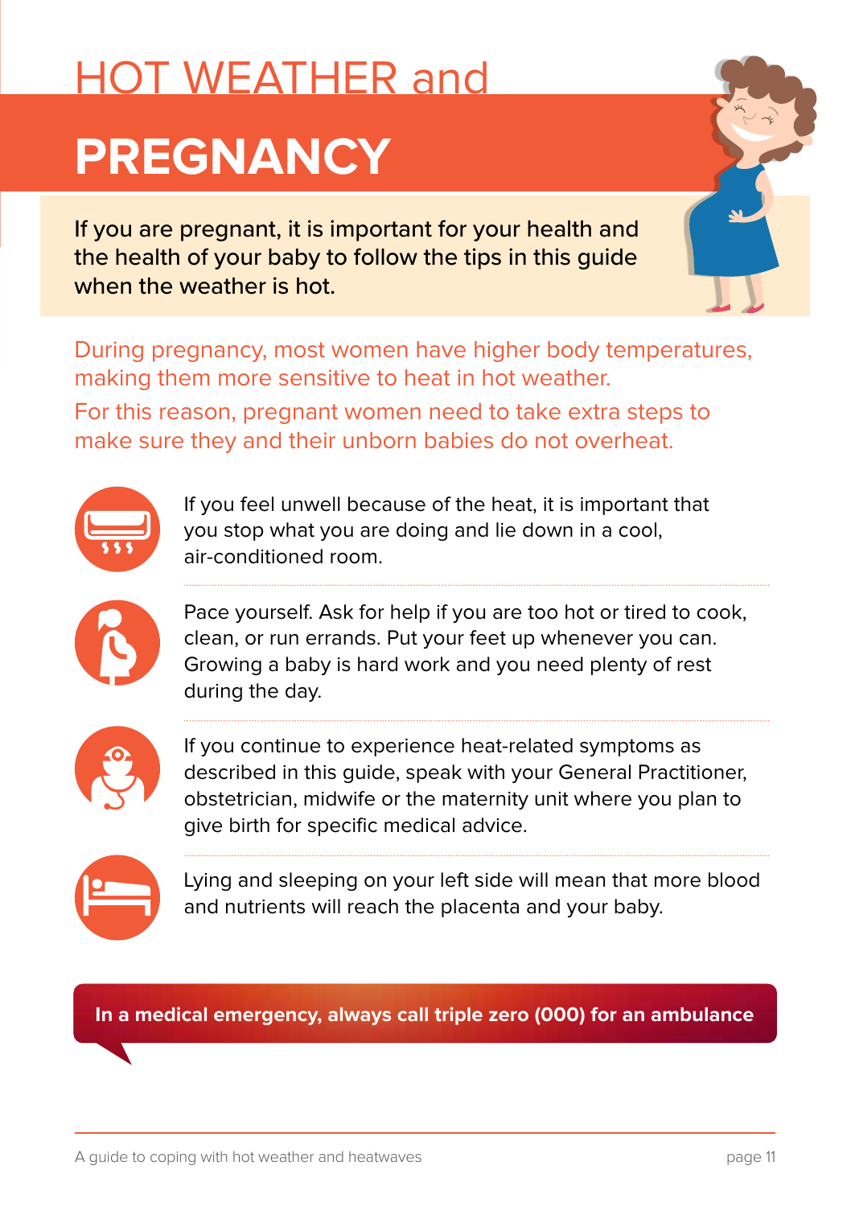# HOT WEATHER and PREGNANCY

If you are pregnant, it is important for your health and the health of your baby to follow the tips in this guide when the weather is hot.

During pregnancy, most women have higher body temperatures, making them more sensitive to heat in hot weather.

For this reason, pregnant women need to take extra steps to make sure they and their unborn babies do not overheat.

If you feel unwell because of the heat, it is important that you stop what you are doing and lie down in a cool, air-conditioned room.

Pace yourself. Ask for help if you are too hot or tired to cook, clean, or run errands. Put your feet up whenever you can. Growing a baby is hard work and you need plenty of rest during the day.

If you continue to experience heat-related symptoms as described in this guide, speak with your General Practitioner, obstetrician, midwife or the maternity unit where you plan to give birth for specific medical advice.

Lying and sleeping on your left side will mean that more blood and nutrients will reach the placenta and your baby.

**In a medical emergency, always call triple zero (000) for an ambulance**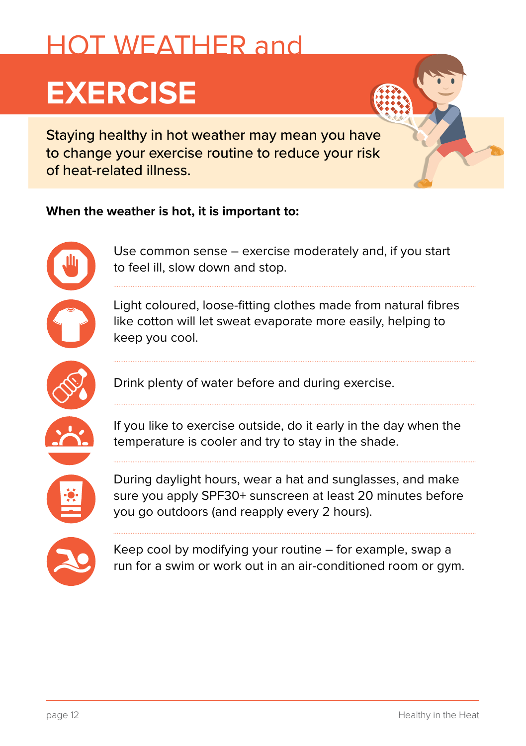# HOT WEATHER and EXERCISE

Staying healthy in hot weather may mean you have to change your exercise routine to reduce your risk of heat-related illness.

**When the weather is hot, it is important to:**

- Use common sense – exercise moderately and, if you start to feel ill, slow down and stop.
- Light coloured, loose-fitting clothes made from natural fibres like cotton will let sweat evaporate more easily, helping to keep you cool.
- Drink plenty of water before and during exercise.
- If you like to exercise outside, do it early in the day when the temperature is cooler and try to stay in the shade.
- During daylight hours, wear a hat and sunglasses, and make sure you apply SPF30+ sunscreen at least 20 minutes before you go outdoors (and reapply every 2 hours).
- Keep cool by modifying your routine – for example, swap a run for a swim or work out in an air-conditioned room or gym.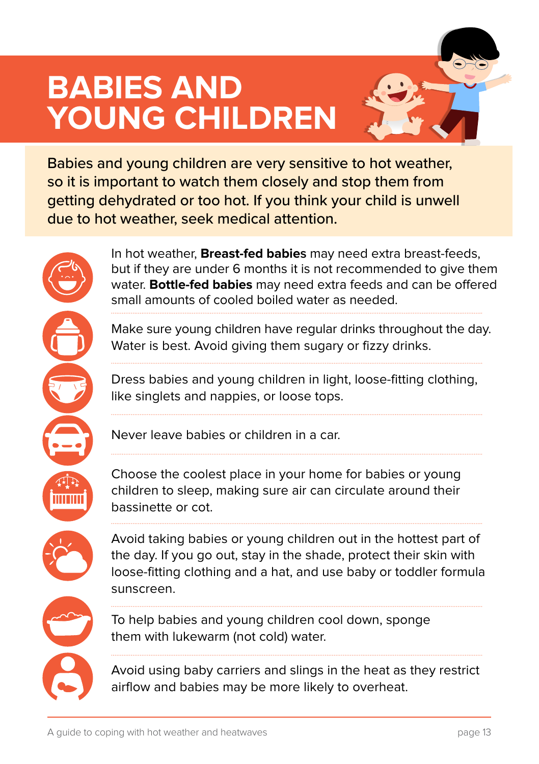# BABIES AND YOUNG CHILDREN

Babies and young children are very sensitive to hot weather, so it is important to watch them closely and stop them from getting dehydrated or too hot. If you think your child is unwell due to hot weather, seek medical attention.

In hot weather, **Breast-fed babies** may need extra breast-feeds, but if they are under 6 months it is not recommended to give them water. **Bottle-fed babies** may need extra feeds and can be offered small amounts of cooled boiled water as needed.

Make sure young children have regular drinks throughout the day. Water is best. Avoid giving them sugary or fizzy drinks.

Dress babies and young children in light, loose-fitting clothing, like singlets and nappies, or loose tops.

Never leave babies or children in a car.

Choose the coolest place in your home for babies or young children to sleep, making sure air can circulate around their bassinette or cot.

Avoid taking babies or young children out in the hottest part of the day. If you go out, stay in the shade, protect their skin with loose-fitting clothing and a hat, and use baby or toddler formula sunscreen.

To help babies and young children cool down, sponge them with lukewarm (not cold) water.

Avoid using baby carriers and slings in the heat as they restrict airflow and babies may be more likely to overheat.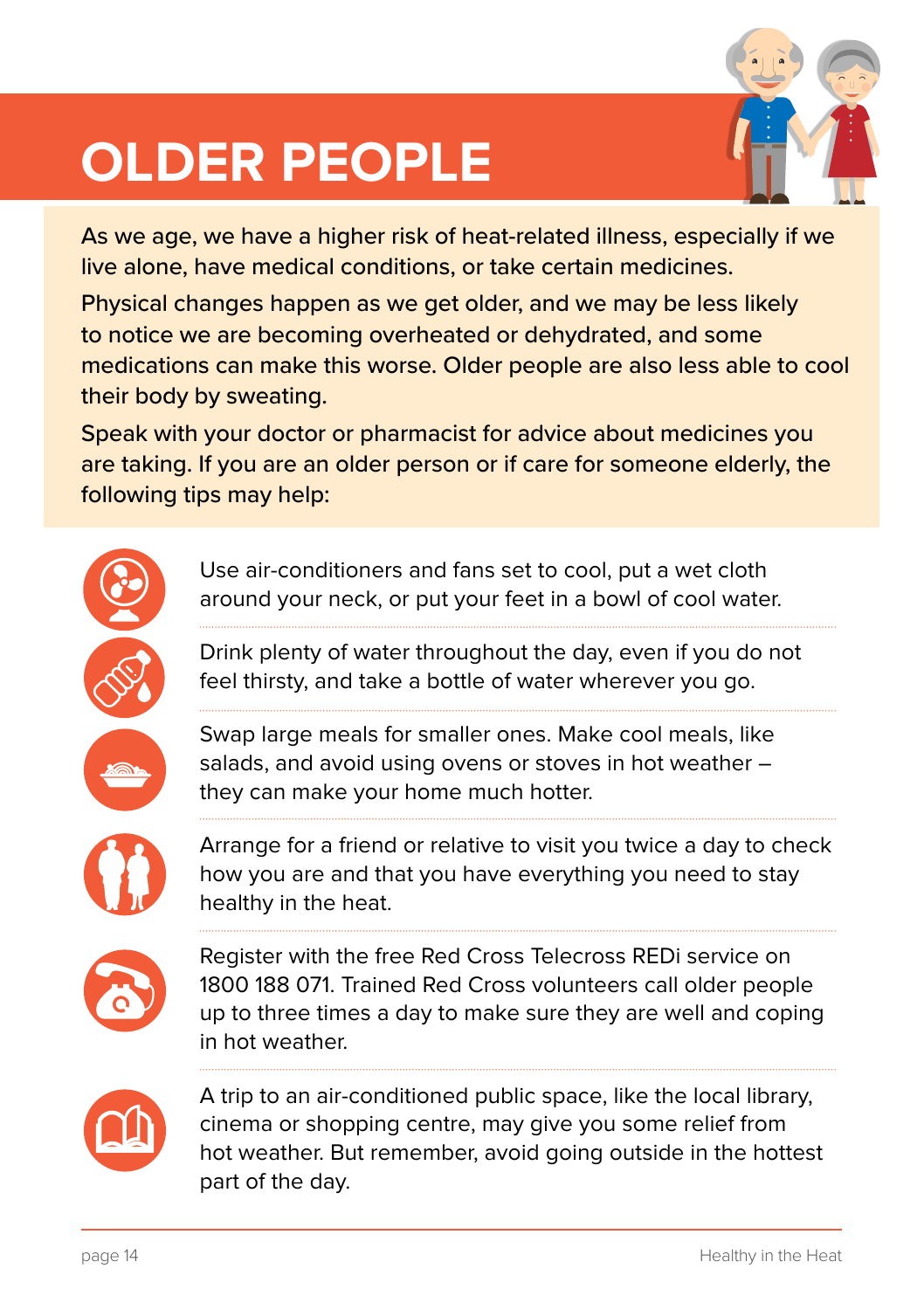# OLDER PEOPLE

As we age, we have a higher risk of heat-related illness, especially if we live alone, have medical conditions, or take certain medicines.

Physical changes happen as we get older, and we may be less likely to notice we are becoming overheated or dehydrated, and some medications can make this worse. Older people are also less able to cool their body by sweating.

Speak with your doctor or pharmacist for advice about medicines you are taking. If you are an older person or if care for someone elderly, the following tips may help:

- Use air-conditioners and fans set to cool, put a wet cloth around your neck, or put your feet in a bowl of cool water.
- Drink plenty of water throughout the day, even if you do not feel thirsty, and take a bottle of water wherever you go.
- Swap large meals for smaller ones. Make cool meals, like salads, and avoid using ovens or stoves in hot weather – they can make your home much hotter.
- Arrange for a friend or relative to visit you twice a day to check how you are and that you have everything you need to stay healthy in the heat.
- Register with the free Red Cross Telecross REDi service on 1800 188 071. Trained Red Cross volunteers call older people up to three times a day to make sure they are well and coping in hot weather.
- A trip to an air-conditioned public space, like the local library, cinema or shopping centre, may give you some relief from hot weather. But remember, avoid going outside in the hottest part of the day.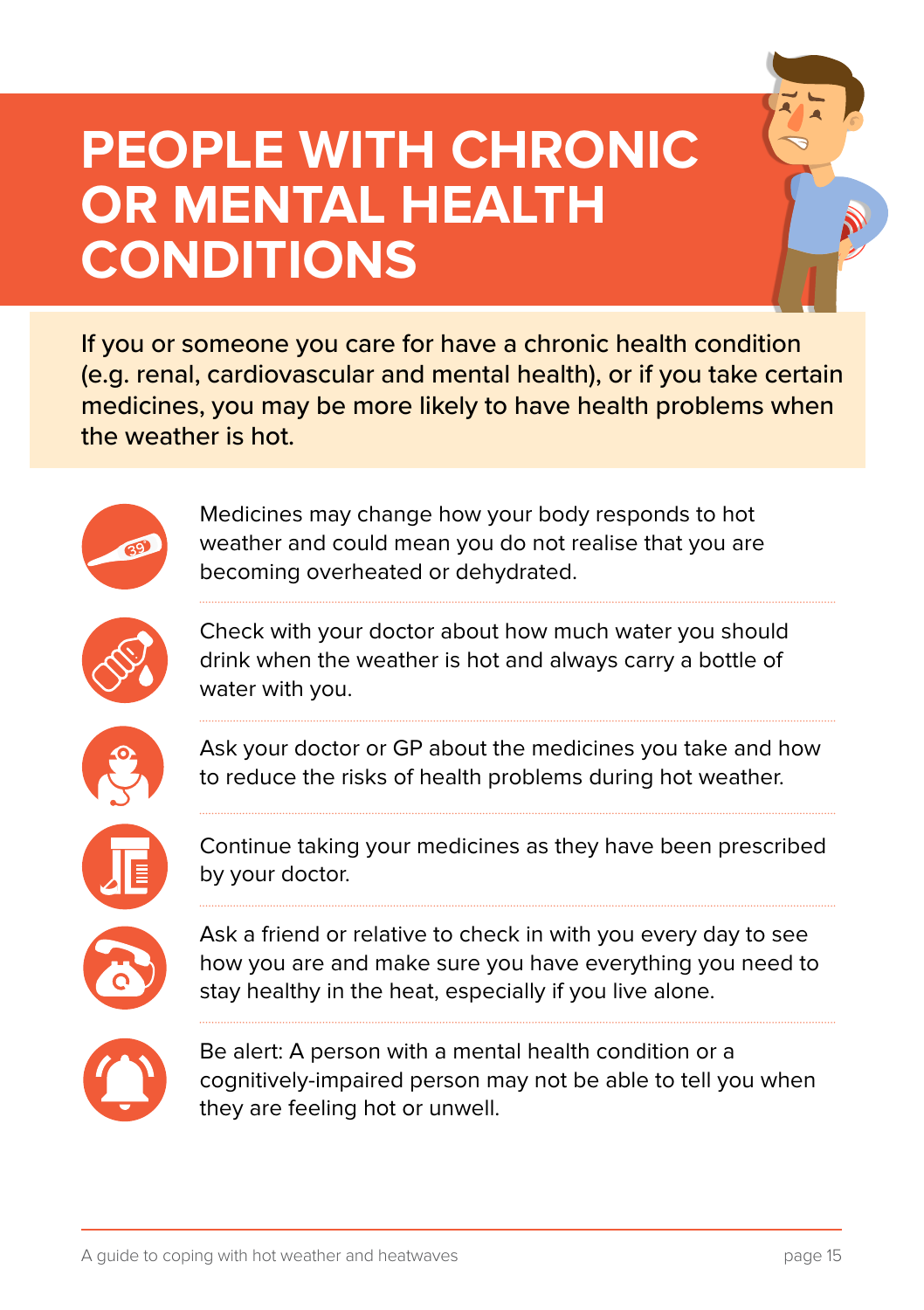# PEOPLE WITH CHRONIC OR MENTAL HEALTH CONDITIONS

If you or someone you care for have a chronic health condition (e.g. renal, cardiovascular and mental health), or if you take certain medicines, you may be more likely to have health problems when the weather is hot.

- Medicines may change how your body responds to hot weather and could mean you do not realise that you are becoming overheated or dehydrated.
- Check with your doctor about how much water you should drink when the weather is hot and always carry a bottle of water with you.
- Ask your doctor or GP about the medicines you take and how to reduce the risks of health problems during hot weather.
- Continue taking your medicines as they have been prescribed by your doctor.
- Ask a friend or relative to check in with you every day to see how you are and make sure you have everything you need to stay healthy in the heat, especially if you live alone.
- Be alert: A person with a mental health condition or a cognitively-impaired person may not be able to tell you when they are feeling hot or unwell.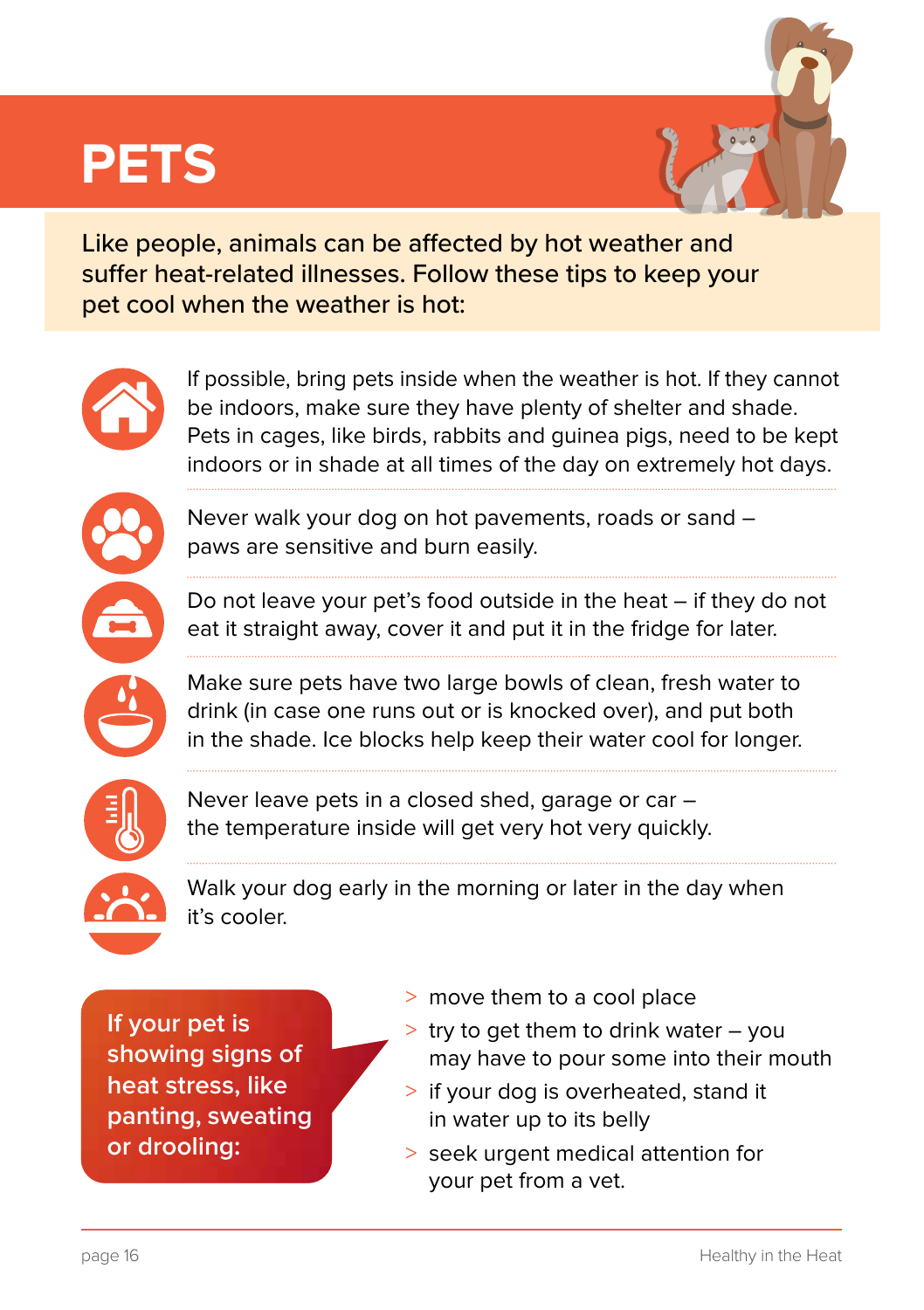# PETS

Like people, animals can be affected by hot weather and suffer heat-related illnesses. Follow these tips to keep your pet cool when the weather is hot:

If possible, bring pets inside when the weather is hot. If they cannot be indoors, make sure they have plenty of shelter and shade. Pets in cages, like birds, rabbits and guinea pigs, need to be kept indoors or in shade at all times of the day on extremely hot days.

Never walk your dog on hot pavements, roads or sand – paws are sensitive and burn easily.

Do not leave your pet's food outside in the heat – if they do not eat it straight away, cover it and put it in the fridge for later.

Make sure pets have two large bowls of clean, fresh water to drink (in case one runs out or is knocked over), and put both in the shade. Ice blocks help keep their water cool for longer.

Never leave pets in a closed shed, garage or car – the temperature inside will get very hot very quickly.

Walk your dog early in the morning or later in the day when it's cooler.

**If your pet is showing signs of heat stress, like panting, sweating or drooling:**

- move them to a cool place
- try to get them to drink water – you may have to pour some into their mouth
- if your dog is overheated, stand it in water up to its belly
- seek urgent medical attention for your pet from a vet.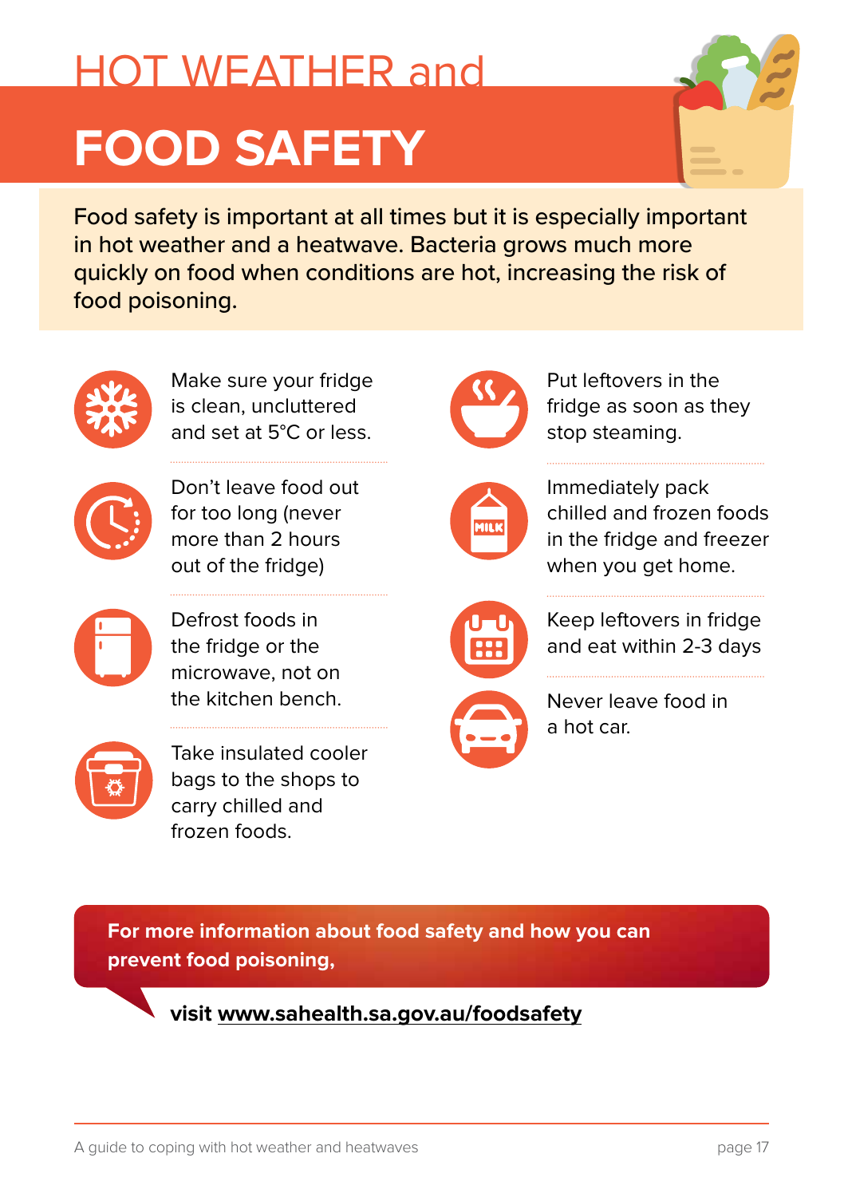# HOT WEATHER and FOOD SAFETY

Food safety is important at all times but it is especially important in hot weather and a heatwave. Bacteria grows much more quickly on food when conditions are hot, increasing the risk of food poisoning.

- Make sure your fridge is clean, uncluttered and set at 5°C or less.
- Don't leave food out for too long (never more than 2 hours out of the fridge)
- Defrost foods in the fridge or the microwave, not on the kitchen bench.
- Take insulated cooler bags to the shops to carry chilled and frozen foods.
- Put leftovers in the fridge as soon as they stop steaming.
- Immediately pack chilled and frozen foods in the fridge and freezer when you get home.
- Keep leftovers in fridge and eat within 2-3 days
- Never leave food in a hot car.

**For more information about food safety and how you can prevent food poisoning,**

**visit www.sahealth.sa.gov.au/foodsafety**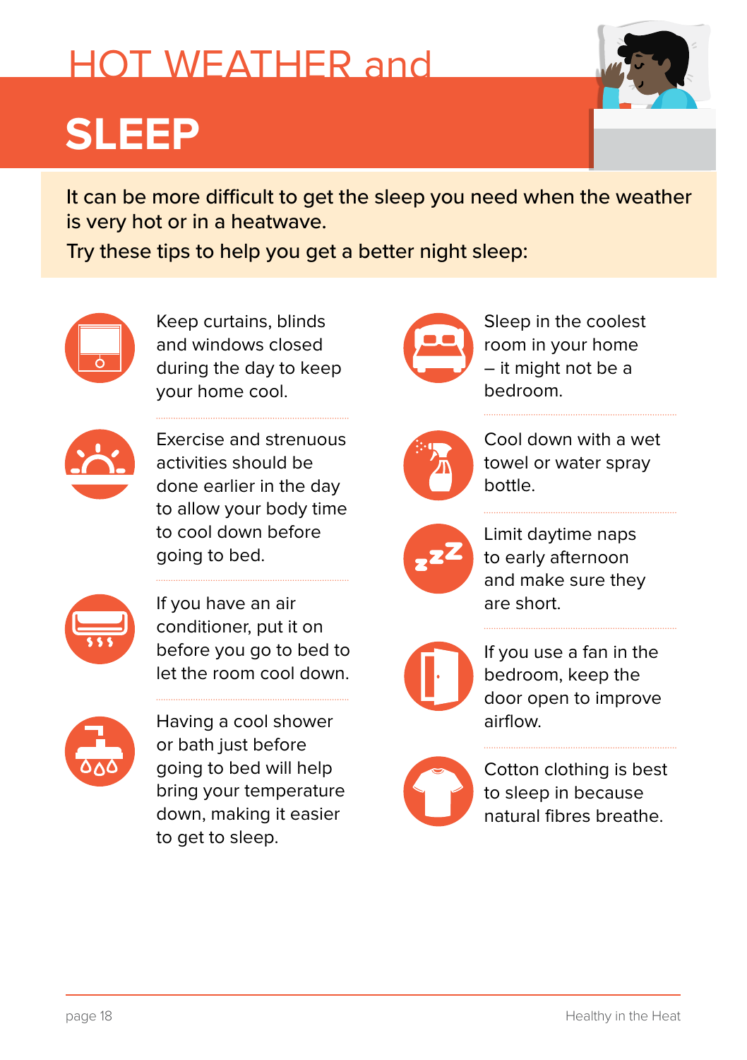# HOT WEATHER and SLEEP

It can be more difficult to get the sleep you need when the weather is very hot or in a heatwave.

Try these tips to help you get a better night sleep:

- Keep curtains, blinds and windows closed during the day to keep your home cool.
- Exercise and strenuous activities should be done earlier in the day to allow your body time to cool down before going to bed.
- If you have an air conditioner, put it on before you go to bed to let the room cool down.
- Having a cool shower or bath just before going to bed will help bring your temperature down, making it easier to get to sleep.
- Sleep in the coolest room in your home – it might not be a bedroom.
- Cool down with a wet towel or water spray bottle.
- Limit daytime naps to early afternoon and make sure they are short.
- If you use a fan in the bedroom, keep the door open to improve airflow.
- Cotton clothing is best to sleep in because natural fibres breathe.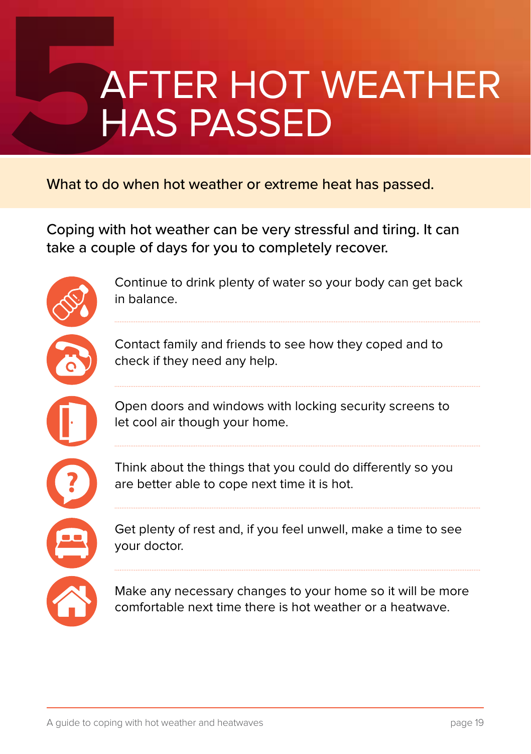# 5 AFTER HOT WEATHER HAS PASSED

What to do when hot weather or extreme heat has passed.

Coping with hot weather can be very stressful and tiring. It can take a couple of days for you to completely recover.

- Continue to drink plenty of water so your body can get back in balance.
- Contact family and friends to see how they coped and to check if they need any help.
- Open doors and windows with locking security screens to let cool air though your home.
- Think about the things that you could do differently so you are better able to cope next time it is hot.
- Get plenty of rest and, if you feel unwell, make a time to see your doctor.
- Make any necessary changes to your home so it will be more comfortable next time there is hot weather or a heatwave.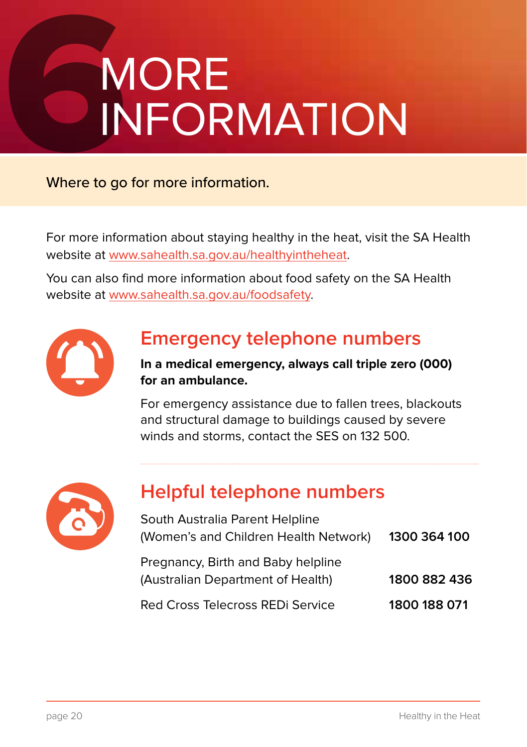# 6 MORE INFORMATION

Where to go for more information.

For more information about staying healthy in the heat, visit the SA Health website at www.sahealth.sa.gov.au/healthyintheheat.

You can also find more information about food safety on the SA Health website at www.sahealth.sa.gov.au/foodsafety.

## Emergency telephone numbers

**In a medical emergency, always call triple zero (000) for an ambulance.**

For emergency assistance due to fallen trees, blackouts and structural damage to buildings caused by severe winds and storms, contact the SES on 132 500.

## Helpful telephone numbers

| | |
|---|---|
| South Australia Parent Helpline (Women's and Children Health Network) | **1300 364 100** |
| Pregnancy, Birth and Baby helpline (Australian Department of Health) | **1800 882 436** |
| Red Cross Telecross REDi Service | **1800 188 071** |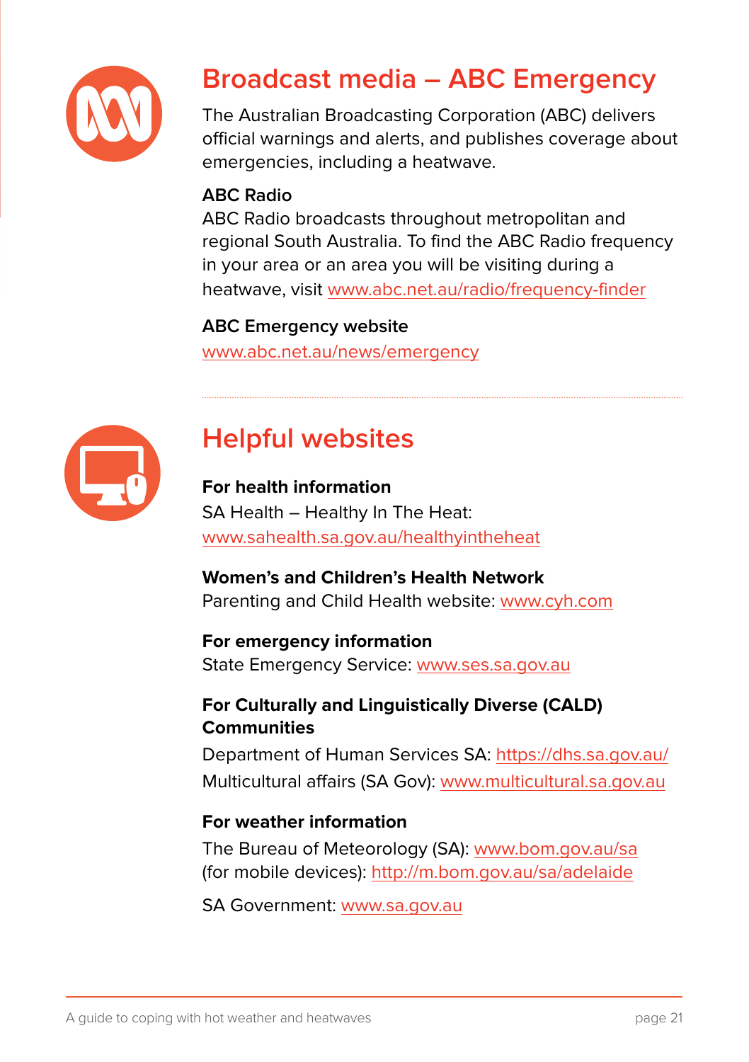## Broadcast media – ABC Emergency

The Australian Broadcasting Corporation (ABC) delivers official warnings and alerts, and publishes coverage about emergencies, including a heatwave.

**ABC Radio**

ABC Radio broadcasts throughout metropolitan and regional South Australia. To find the ABC Radio frequency in your area or an area you will be visiting during a heatwave, visit www.abc.net.au/radio/frequency-finder

**ABC Emergency website**

www.abc.net.au/news/emergency

## Helpful websites

**For health information**

SA Health – Healthy In The Heat:
www.sahealth.sa.gov.au/healthyintheheat

**Women's and Children's Health Network**

Parenting and Child Health website: www.cyh.com

**For emergency information**

State Emergency Service: www.ses.sa.gov.au

**For Culturally and Linguistically Diverse (CALD) Communities**

Department of Human Services SA: https://dhs.sa.gov.au/

Multicultural affairs (SA Gov): www.multicultural.sa.gov.au

**For weather information**

The Bureau of Meteorology (SA): www.bom.gov.au/sa
(for mobile devices): http://m.bom.gov.au/sa/adelaide

SA Government: www.sa.gov.au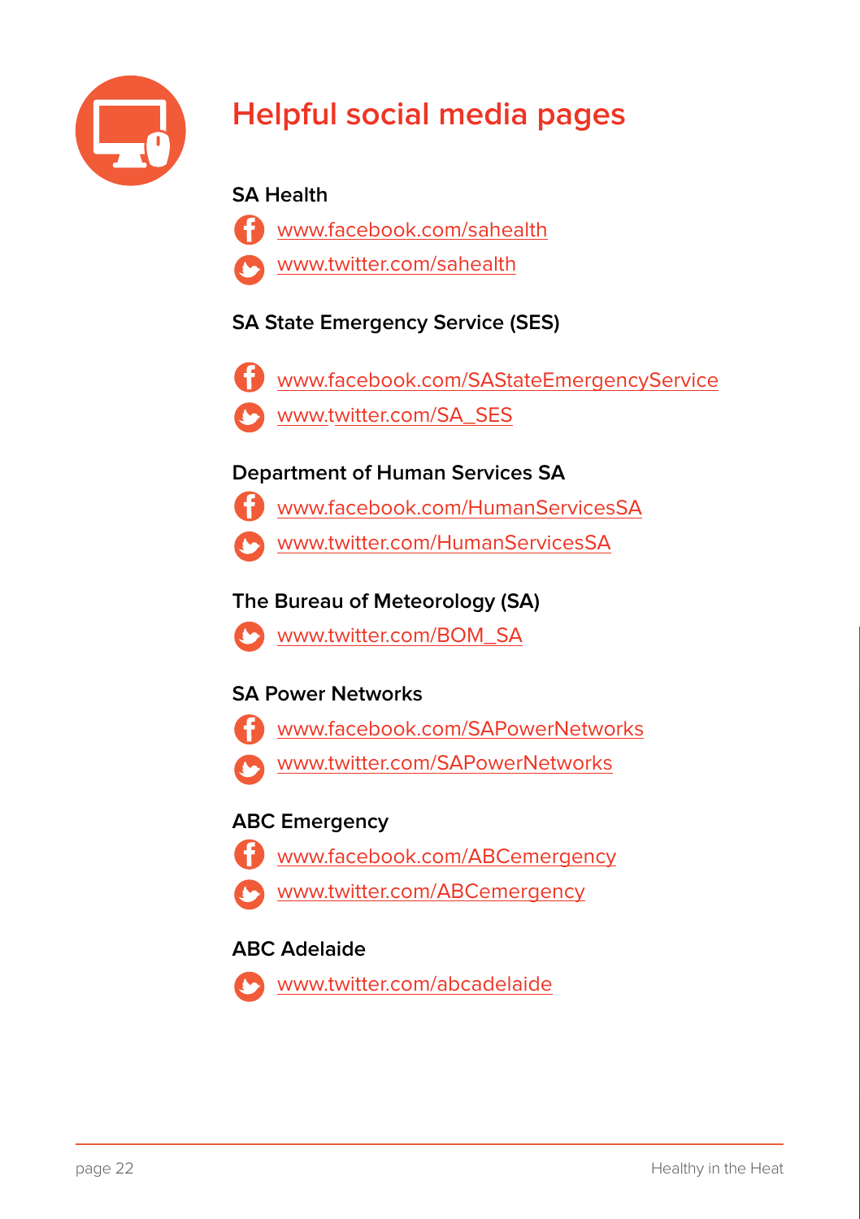# Helpful social media pages

### SA Health

- www.facebook.com/sahealth
- www.twitter.com/sahealth

### SA State Emergency Service (SES)

- www.facebook.com/SAStateEmergencyService
- www.twitter.com/SA_SES

### Department of Human Services SA

- www.facebook.com/HumanServicesSA
- www.twitter.com/HumanServicesSA

### The Bureau of Meteorology (SA)

- www.twitter.com/BOM_SA

### SA Power Networks

- www.facebook.com/SAPowerNetworks
- www.twitter.com/SAPowerNetworks

### ABC Emergency

- www.facebook.com/ABCemergency
- www.twitter.com/ABCemergency

### ABC Adelaide

- www.twitter.com/abcadelaide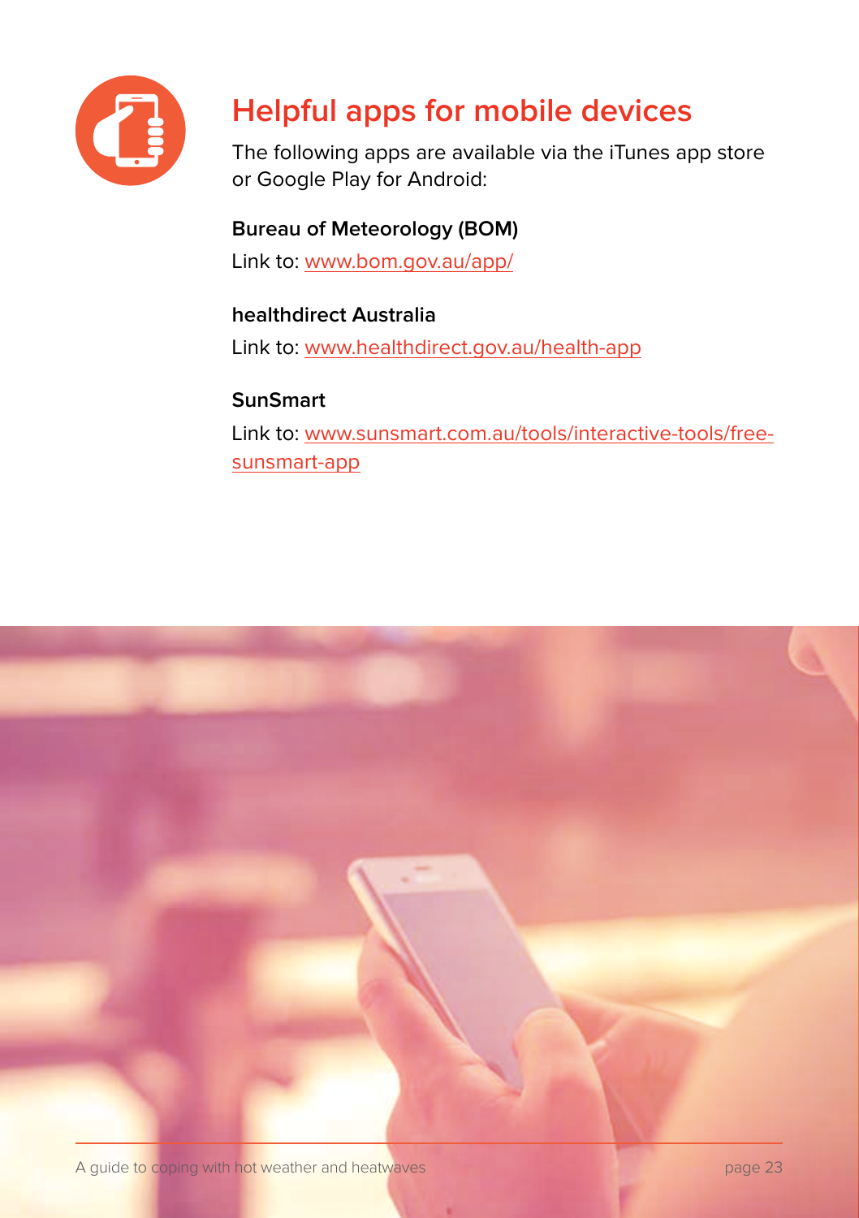## Helpful apps for mobile devices

The following apps are available via the iTunes app store or Google Play for Android:

**Bureau of Meteorology (BOM)**

Link to: [www.bom.gov.au/app/](http://www.bom.gov.au/app/)

**healthdirect Australia**

Link to: [www.healthdirect.gov.au/health-app](http://www.healthdirect.gov.au/health-app)

**SunSmart**

Link to: [www.sunsmart.com.au/tools/interactive-tools/free-sunsmart-app](http://www.sunsmart.com.au/tools/interactive-tools/free-sunsmart-app)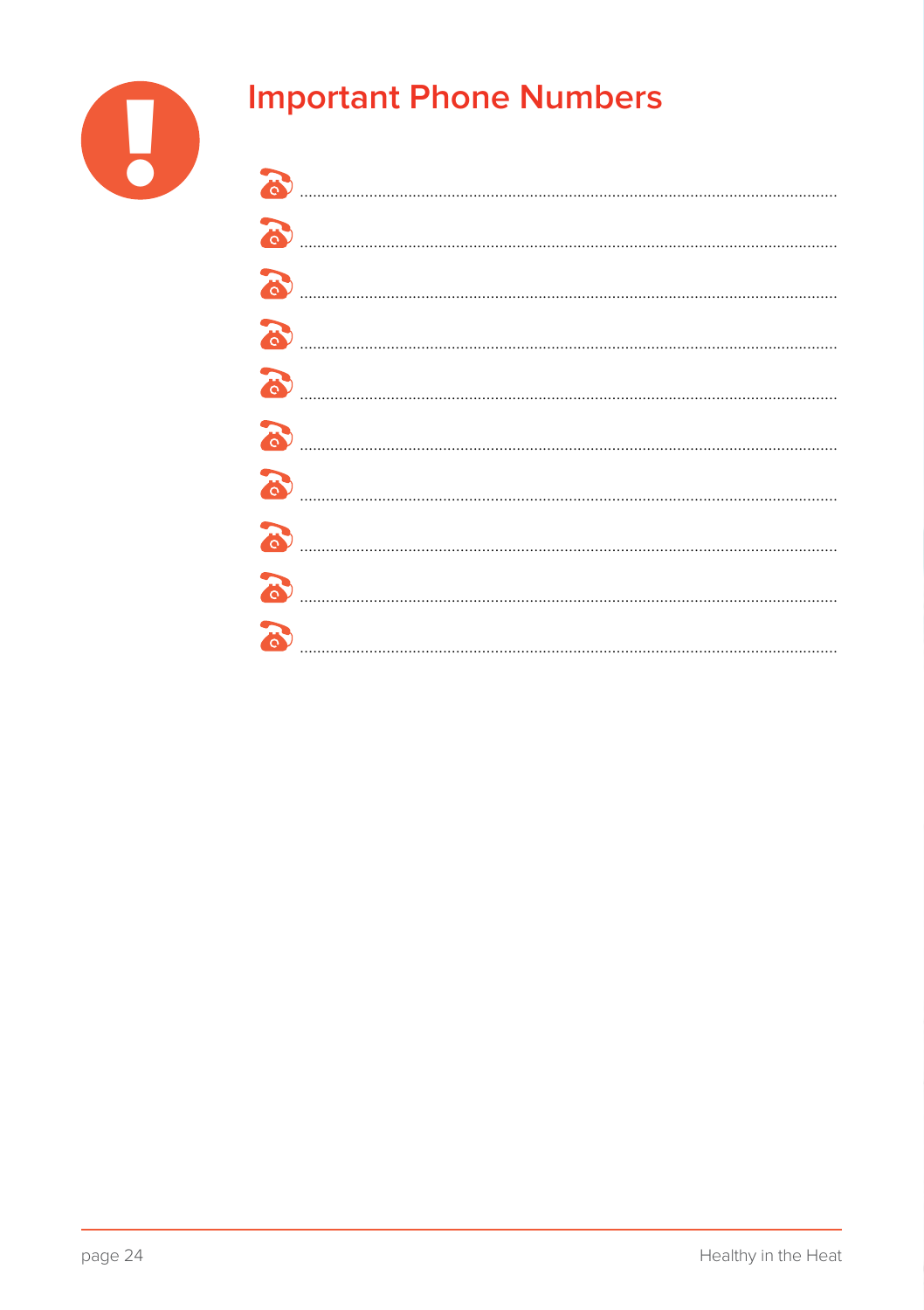# Important Phone Numbers

- ..........................................................................................................................
- ..........................................................................................................................
- ..........................................................................................................................
- ..........................................................................................................................
- ..........................................................................................................................
- ..........................................................................................................................
- ..........................................................................................................................
- ..........................................................................................................................
- ..........................................................................................................................
- ..........................................................................................................................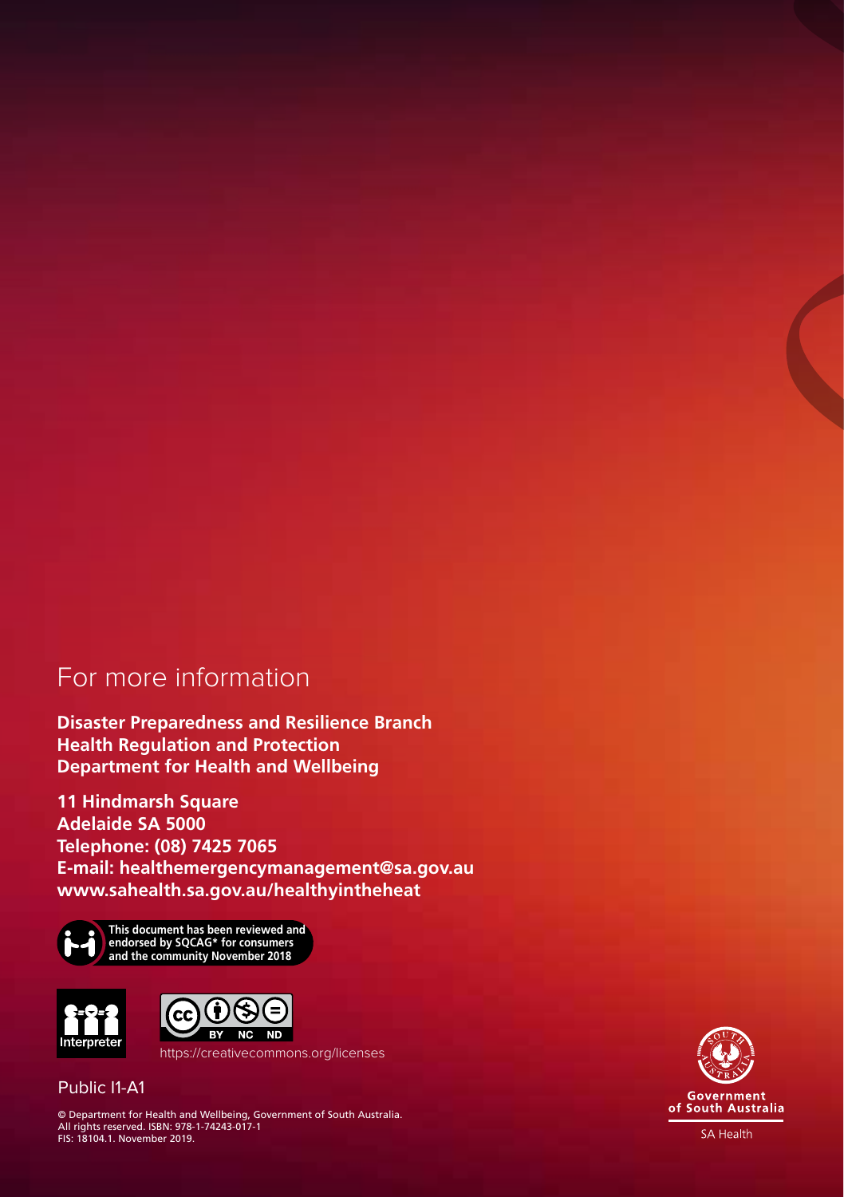## For more information

**Disaster Preparedness and Resilience Branch**
**Health Regulation and Protection**
**Department for Health and Wellbeing**

**11 Hindmarsh Square**
**Adelaide SA 5000**
**Telephone: (08) 7425 7065**
**E-mail: healthemergencymanagement@sa.gov.au**
**www.sahealth.sa.gov.au/healthyintheheat**

**This document has been reviewed and endorsed by SQCAG* for consumers and the community November 2018**

Interpreter

BY NC ND

https://creativecommons.org/licenses

Public I1-A1

© Department for Health and Wellbeing, Government of South Australia.
All rights reserved. ISBN: 978-1-74243-017-1
FIS: 18104.1. November 2019.

Government of South Australia

SA Health